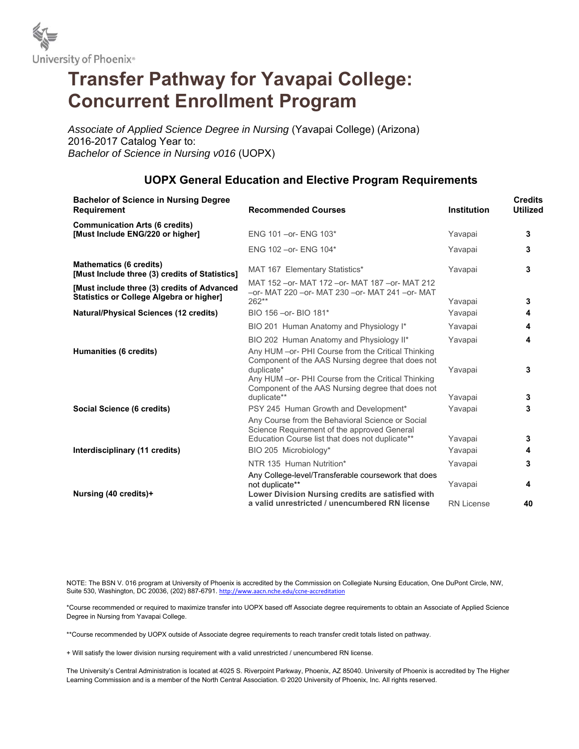University of Phoenix®

# Transfer Pathway for Yavapai College: Concurrent Enrollment Program

*Associate of Applied Science Degree in Nursing* (Yavapai College) (Arizona)
2016-2017 Catalog Year to:
*Bachelor of Science in Nursing v016* (UOPX)

## UOPX General Education and Elective Program Requirements

| Bachelor of Science in Nursing Degree Requirement | Recommended Courses | Institution | Credits Utilized |
|---|---|---|---|
| **Communication Arts (6 credits) [Must Include ENG/220 or higher]** | ENG 101 –or- ENG 103* | Yavapai | **3** |
| | ENG 102 –or- ENG 104* | Yavapai | **3** |
| **Mathematics (6 credits) [Must Include three (3) credits of Statistics]** | MAT 167 Elementary Statistics* | Yavapai | **3** |
| **[Must include three (3) credits of Advanced Statistics or College Algebra or higher]** | MAT 152 –or- MAT 172 –or- MAT 187 –or- MAT 212 –or- MAT 220 –or- MAT 230 –or- MAT 241 –or- MAT 262** | Yavapai | **3** |
| **Natural/Physical Sciences (12 credits)** | BIO 156 –or- BIO 181* | Yavapai | **4** |
| | BIO 201 Human Anatomy and Physiology I* | Yavapai | **4** |
| | BIO 202 Human Anatomy and Physiology II* | Yavapai | **4** |
| **Humanities (6 credits)** | Any HUM –or- PHI Course from the Critical Thinking Component of the AAS Nursing degree that does not duplicate* | Yavapai | **3** |
| | Any HUM –or- PHI Course from the Critical Thinking Component of the AAS Nursing degree that does not duplicate** | Yavapai | **3** |
| **Social Science (6 credits)** | PSY 245 Human Growth and Development* | Yavapai | **3** |
| | Any Course from the Behavioral Science or Social Science Requirement of the approved General Education Course list that does not duplicate** | Yavapai | **3** |
| **Interdisciplinary (11 credits)** | BIO 205 Microbiology* | Yavapai | **4** |
| | NTR 135 Human Nutrition* | Yavapai | **3** |
| | Any College-level/Transferable coursework that does not duplicate** | Yavapai | **4** |
| **Nursing (40 credits)+** | **Lower Division Nursing credits are satisfied with a valid unrestricted / unencumbered RN license** | RN License | **40** |

NOTE: The BSN V. 016 program at University of Phoenix is accredited by the Commission on Collegiate Nursing Education, One DuPont Circle, NW, Suite 530, Washington, DC 20036, (202) 887-6791. http://www.aacn.nche.edu/ccne-accreditation

*Course recommended or required to maximize transfer into UOPX based off Associate degree requirements to obtain an Associate of Applied Science Degree in Nursing from Yavapai College.

**Course recommended by UOPX outside of Associate degree requirements to reach transfer credit totals listed on pathway.

+ Will satisfy the lower division nursing requirement with a valid unrestricted / unencumbered RN license.

The University's Central Administration is located at 4025 S. Riverpoint Parkway, Phoenix, AZ 85040. University of Phoenix is accredited by The Higher Learning Commission and is a member of the North Central Association. © 2020 University of Phoenix, Inc. All rights reserved.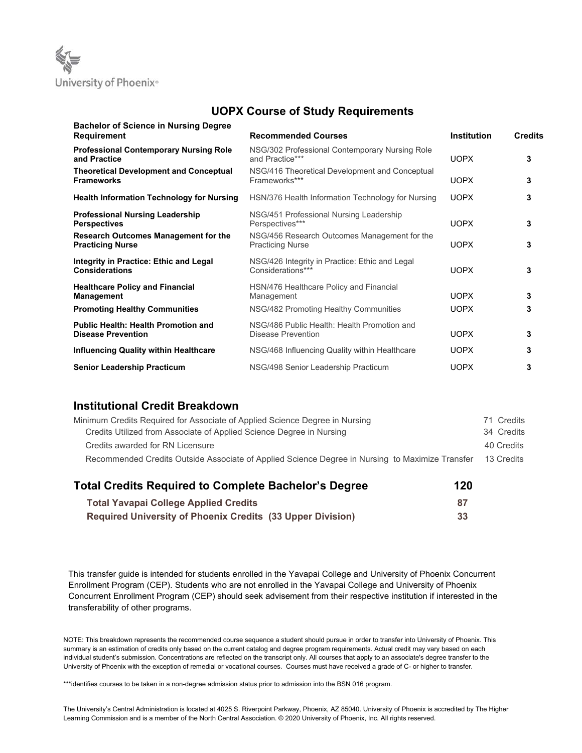University of Phoenix®

## UOPX Course of Study Requirements

| Bachelor of Science in Nursing Degree Requirement | Recommended Courses | Institution | Credits |
|---|---|---|---|
| **Professional Contemporary Nursing Role and Practice** | NSG/302 Professional Contemporary Nursing Role and Practice*** | UOPX | 3 |
| **Theoretical Development and Conceptual Frameworks** | NSG/416 Theoretical Development and Conceptual Frameworks*** | UOPX | 3 |
| **Health Information Technology for Nursing** | HSN/376 Health Information Technology for Nursing | UOPX | 3 |
| **Professional Nursing Leadership Perspectives** | NSG/451 Professional Nursing Leadership Perspectives*** | UOPX | 3 |
| **Research Outcomes Management for the Practicing Nurse** | NSG/456 Research Outcomes Management for the Practicing Nurse | UOPX | 3 |
| **Integrity in Practice: Ethic and Legal Considerations** | NSG/426 Integrity in Practice: Ethic and Legal Considerations*** | UOPX | 3 |
| **Healthcare Policy and Financial Management** | HSN/476 Healthcare Policy and Financial Management | UOPX | 3 |
| **Promoting Healthy Communities** | NSG/482 Promoting Healthy Communities | UOPX | 3 |
| **Public Health: Health Promotion and Disease Prevention** | NSG/486 Public Health: Health Promotion and Disease Prevention | UOPX | 3 |
| **Influencing Quality within Healthcare** | NSG/468 Influencing Quality within Healthcare | UOPX | 3 |
| **Senior Leadership Practicum** | NSG/498 Senior Leadership Practicum | UOPX | 3 |

## Institutional Credit Breakdown

| | |
|---|---|
| Minimum Credits Required for Associate of Applied Science Degree in Nursing | 71 Credits |
| Credits Utilized from Associate of Applied Science Degree in Nursing | 34 Credits |
| Credits awarded for RN Licensure | 40 Credits |
| Recommended Credits Outside Associate of Applied Science Degree in Nursing to Maximize Transfer | 13 Credits |

| | |
|---|---|
| **Total Credits Required to Complete Bachelor's Degree** | **120** |
| **Total Yavapai College Applied Credits** | **87** |
| **Required University of Phoenix Credits (33 Upper Division)** | **33** |

This transfer guide is intended for students enrolled in the Yavapai College and University of Phoenix Concurrent Enrollment Program (CEP). Students who are not enrolled in the Yavapai College and University of Phoenix Concurrent Enrollment Program (CEP) should seek advisement from their respective institution if interested in the transferability of other programs.

NOTE: This breakdown represents the recommended course sequence a student should pursue in order to transfer into University of Phoenix. This summary is an estimation of credits only based on the current catalog and degree program requirements. Actual credit may vary based on each individual student's submission. Concentrations are reflected on the transcript only. All courses that apply to an associate's degree transfer to the University of Phoenix with the exception of remedial or vocational courses. Courses must have received a grade of C- or higher to transfer.

***identifies courses to be taken in a non-degree admission status prior to admission into the BSN 016 program.

The University's Central Administration is located at 4025 S. Riverpoint Parkway, Phoenix, AZ 85040. University of Phoenix is accredited by The Higher Learning Commission and is a member of the North Central Association. © 2020 University of Phoenix, Inc. All rights reserved.